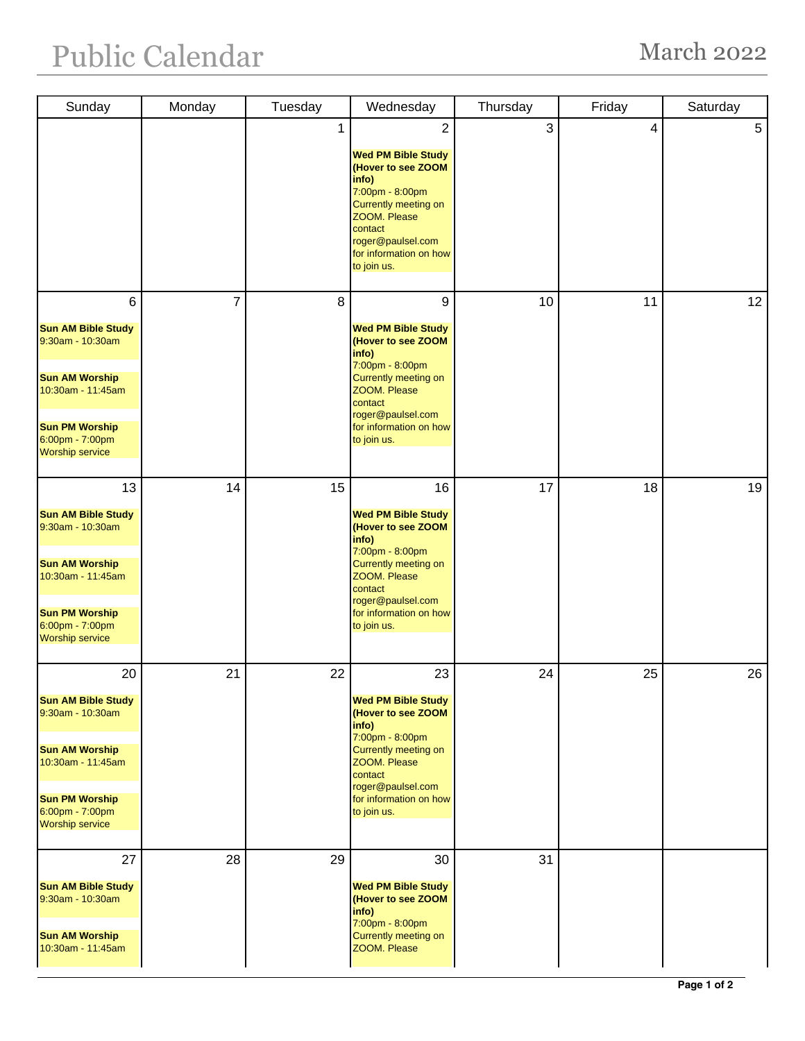# Public Calendar

## March 2022

| Sunday | Monday | Tuesday | Wednesday | Thursday | Friday | Saturday |
|---|---|---|---|---|---|---|
| | | 1 | 2<br><br>**Wed PM Bible Study (Hover to see ZOOM info)**<br>7:00pm - 8:00pm<br>Currently meeting on ZOOM. Please contact roger@paulsel.com for information on how to join us. | 3 | 4 | 5 |
| 6<br><br>**Sun AM Bible Study**<br>9:30am - 10:30am<br><br>**Sun AM Worship**<br>10:30am - 11:45am<br><br>**Sun PM Worship**<br>6:00pm - 7:00pm<br>Worship service | 7 | 8 | 9<br><br>**Wed PM Bible Study (Hover to see ZOOM info)**<br>7:00pm - 8:00pm<br>Currently meeting on ZOOM. Please contact roger@paulsel.com for information on how to join us. | 10 | 11 | 12 |
| 13<br><br>**Sun AM Bible Study**<br>9:30am - 10:30am<br><br>**Sun AM Worship**<br>10:30am - 11:45am<br><br>**Sun PM Worship**<br>6:00pm - 7:00pm<br>Worship service | 14 | 15 | 16<br><br>**Wed PM Bible Study (Hover to see ZOOM info)**<br>7:00pm - 8:00pm<br>Currently meeting on ZOOM. Please contact roger@paulsel.com for information on how to join us. | 17 | 18 | 19 |
| 20<br><br>**Sun AM Bible Study**<br>9:30am - 10:30am<br><br>**Sun AM Worship**<br>10:30am - 11:45am<br><br>**Sun PM Worship**<br>6:00pm - 7:00pm<br>Worship service | 21 | 22 | 23<br><br>**Wed PM Bible Study (Hover to see ZOOM info)**<br>7:00pm - 8:00pm<br>Currently meeting on ZOOM. Please contact roger@paulsel.com for information on how to join us. | 24 | 25 | 26 |
| 27<br><br>**Sun AM Bible Study**<br>9:30am - 10:30am<br><br>**Sun AM Worship**<br>10:30am - 11:45am | 28 | 29 | 30<br><br>**Wed PM Bible Study (Hover to see ZOOM info)**<br>7:00pm - 8:00pm<br>Currently meeting on ZOOM. Please | 31 | | |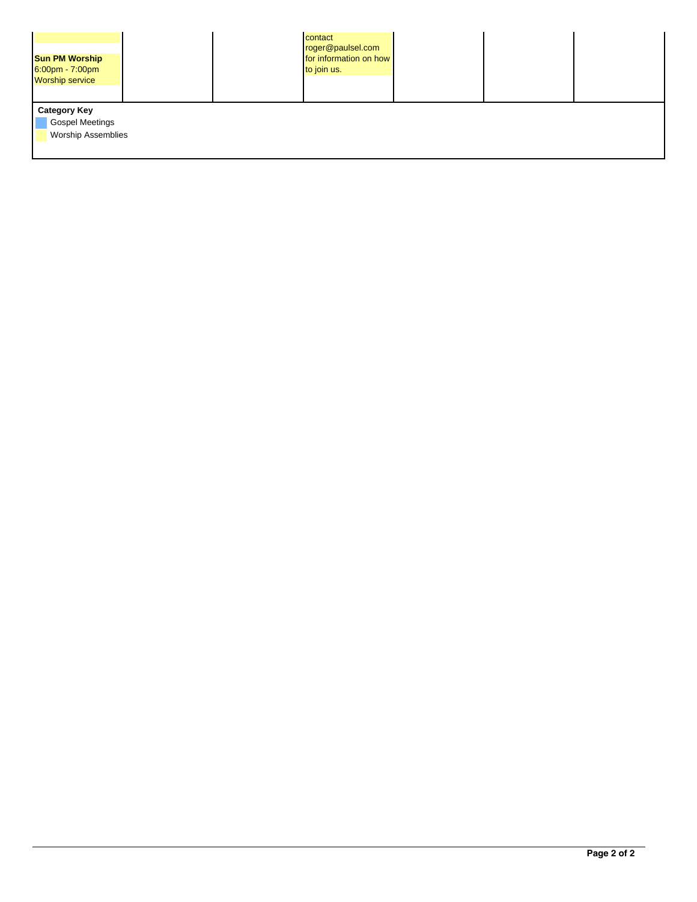| | | | | | | |
|---|---|---|---|---|---|---|
| **Sun PM Worship**<br>6:00pm - 7:00pm<br>Worship service | | | contact roger@paulsel.com for information on how to join us. | | | |

**Category Key**

- Gospel Meetings
- Worship Assemblies